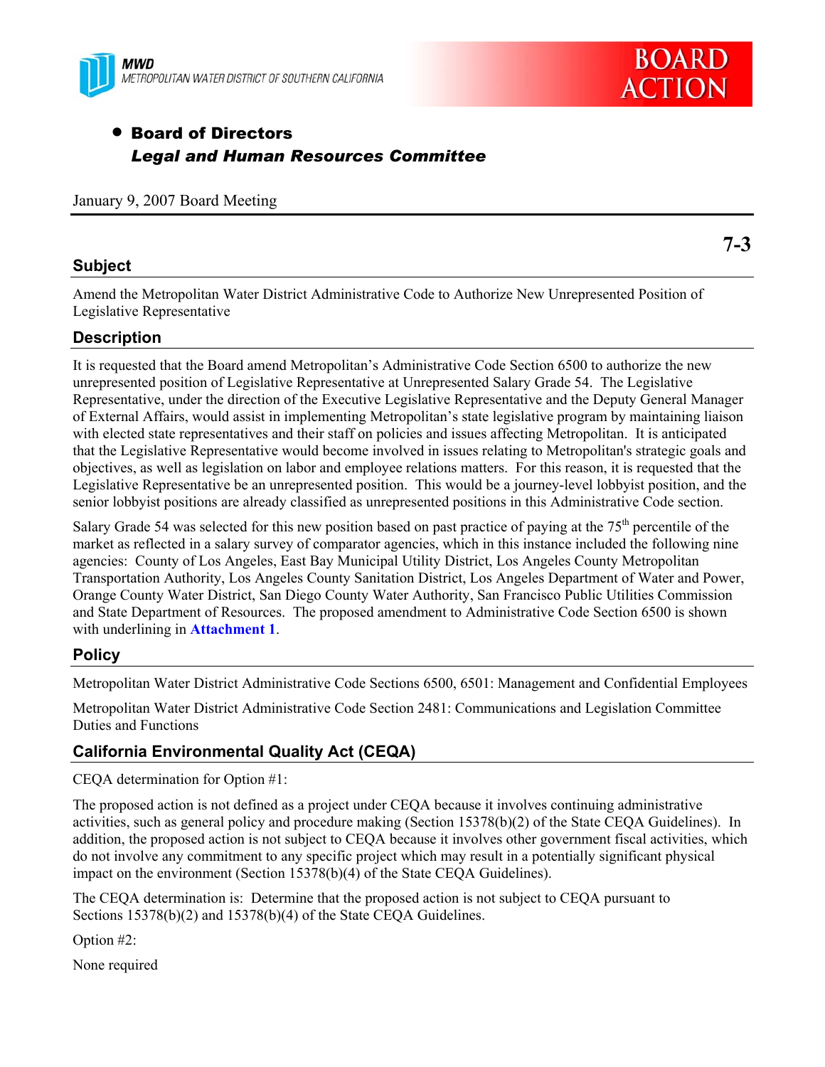MWD
METROPOLITAN WATER DISTRICT OF SOUTHERN CALIFORNIA

**BOARD ACTION**

- **Board of Directors**
  ***Legal and Human Resources Committee***

January 9, 2007 Board Meeting

**7-3**

## Subject

Amend the Metropolitan Water District Administrative Code to Authorize New Unrepresented Position of Legislative Representative

## Description

It is requested that the Board amend Metropolitan's Administrative Code Section 6500 to authorize the new unrepresented position of Legislative Representative at Unrepresented Salary Grade 54. The Legislative Representative, under the direction of the Executive Legislative Representative and the Deputy General Manager of External Affairs, would assist in implementing Metropolitan's state legislative program by maintaining liaison with elected state representatives and their staff on policies and issues affecting Metropolitan. It is anticipated that the Legislative Representative would become involved in issues relating to Metropolitan's strategic goals and objectives, as well as legislation on labor and employee relations matters. For this reason, it is requested that the Legislative Representative be an unrepresented position. This would be a journey-level lobbyist position, and the senior lobbyist positions are already classified as unrepresented positions in this Administrative Code section.

Salary Grade 54 was selected for this new position based on past practice of paying at the 75th percentile of the market as reflected in a salary survey of comparator agencies, which in this instance included the following nine agencies: County of Los Angeles, East Bay Municipal Utility District, Los Angeles County Metropolitan Transportation Authority, Los Angeles County Sanitation District, Los Angeles Department of Water and Power, Orange County Water District, San Diego County Water Authority, San Francisco Public Utilities Commission and State Department of Resources. The proposed amendment to Administrative Code Section 6500 is shown with underlining in **Attachment 1**.

## Policy

Metropolitan Water District Administrative Code Sections 6500, 6501: Management and Confidential Employees

Metropolitan Water District Administrative Code Section 2481: Communications and Legislation Committee Duties and Functions

## California Environmental Quality Act (CEQA)

CEQA determination for Option #1:

The proposed action is not defined as a project under CEQA because it involves continuing administrative activities, such as general policy and procedure making (Section 15378(b)(2) of the State CEQA Guidelines). In addition, the proposed action is not subject to CEQA because it involves other government fiscal activities, which do not involve any commitment to any specific project which may result in a potentially significant physical impact on the environment (Section 15378(b)(4) of the State CEQA Guidelines).

The CEQA determination is: Determine that the proposed action is not subject to CEQA pursuant to Sections 15378(b)(2) and 15378(b)(4) of the State CEQA Guidelines.

Option #2:

None required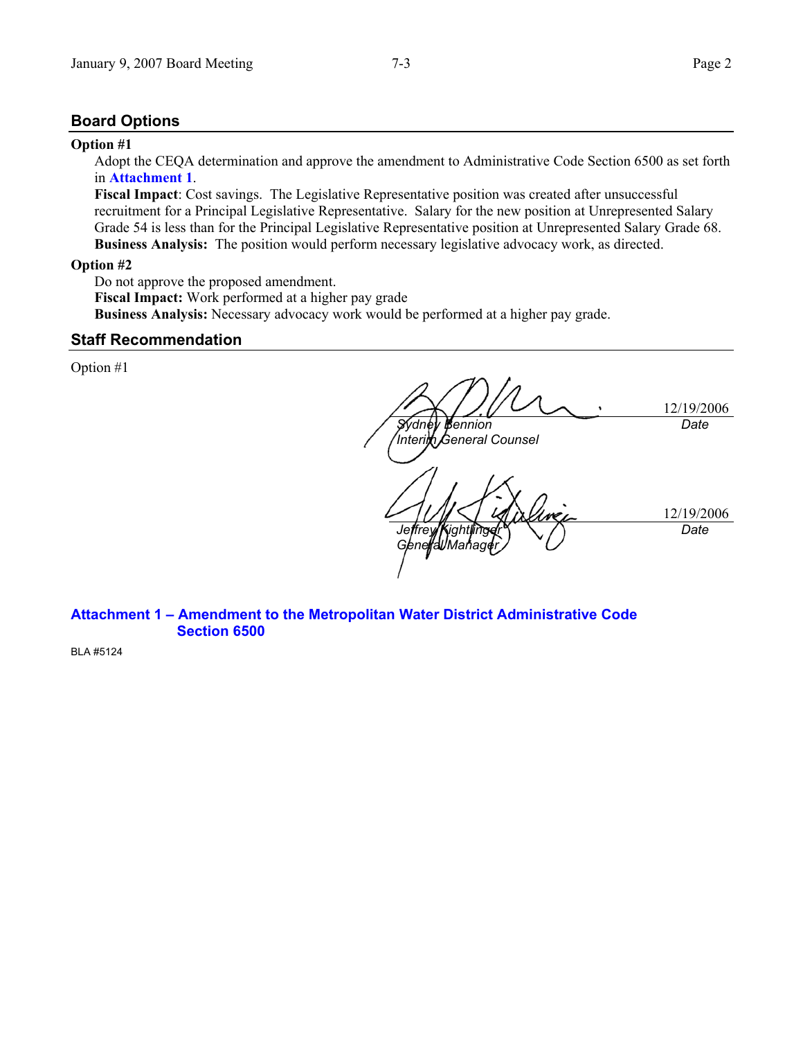## Board Options

### Option #1

Adopt the CEQA determination and approve the amendment to Administrative Code Section 6500 as set forth in **Attachment 1**.

**Fiscal Impact**: Cost savings. The Legislative Representative position was created after unsuccessful recruitment for a Principal Legislative Representative. Salary for the new position at Unrepresented Salary Grade 54 is less than for the Principal Legislative Representative position at Unrepresented Salary Grade 68.

**Business Analysis:** The position would perform necessary legislative advocacy work, as directed.

### Option #2

Do not approve the proposed amendment.

**Fiscal Impact:** Work performed at a higher pay grade

**Business Analysis:** Necessary advocacy work would be performed at a higher pay grade.

## Staff Recommendation

Option #1

| | |
|---|---|
| *Sydney Bennion*<br>*Interim General Counsel* | 12/19/2006<br>*Date* |
| *Jeffrey Kightlinger*<br>*General Manager* | 12/19/2006<br>*Date* |

**Attachment 1 – Amendment to the Metropolitan Water District Administrative Code Section 6500**

BLA #5124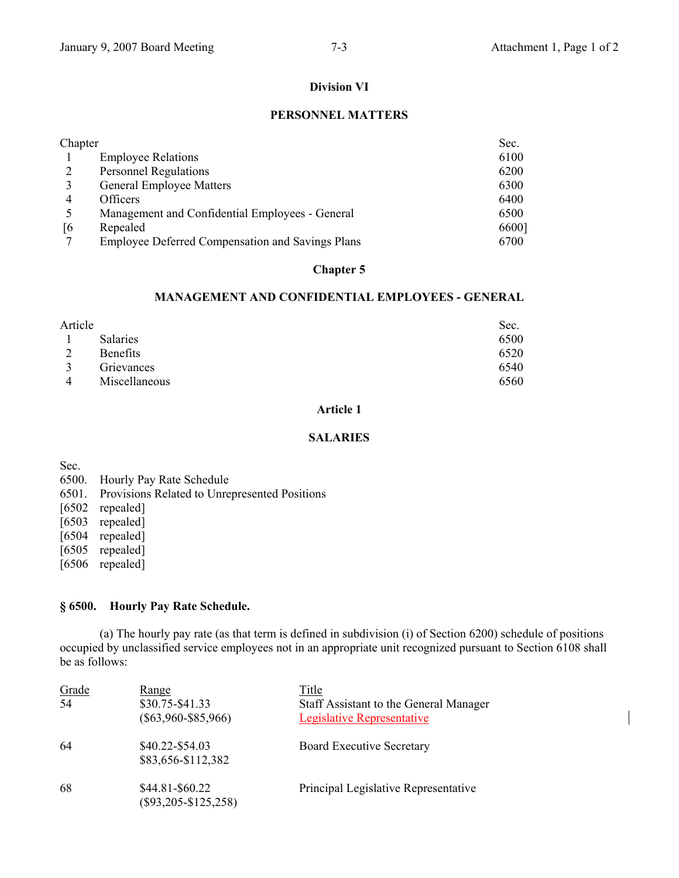## Division VI

## PERSONNEL MATTERS

| Chapter | | Sec. |
|---|---|---|
| 1 | Employee Relations | 6100 |
| 2 | Personnel Regulations | 6200 |
| 3 | General Employee Matters | 6300 |
| 4 | Officers | 6400 |
| 5 | Management and Confidential Employees - General | 6500 |
| [6 | Repealed | 6600] |
| 7 | Employee Deferred Compensation and Savings Plans | 6700 |

## Chapter 5

## MANAGEMENT AND CONFIDENTIAL EMPLOYEES - GENERAL

| Article | | Sec. |
|---|---|---|
| 1 | Salaries | 6500 |
| 2 | Benefits | 6520 |
| 3 | Grievances | 6540 |
| 4 | Miscellaneous | 6560 |

## Article 1

## SALARIES

Sec.
6500. Hourly Pay Rate Schedule
6501. Provisions Related to Unrepresented Positions
[6502 repealed]
[6503 repealed]
[6504 repealed]
[6505 repealed]
[6506 repealed]

### § 6500. Hourly Pay Rate Schedule.

(a) The hourly pay rate (as that term is defined in subdivision (i) of Section 6200) schedule of positions occupied by unclassified service employees not in an appropriate unit recognized pursuant to Section 6108 shall be as follows:

| Grade | Range | Title |
|---|---|---|
| 54 | \$30.75-\$41.33 (\$63,960-\$85,966) | Staff Assistant to the General Manager<br>Legislative Representative |
| 64 | \$40.22-\$54.03 \$83,656-\$112,382 | Board Executive Secretary |
| 68 | \$44.81-\$60.22 (\$93,205-\$125,258) | Principal Legislative Representative |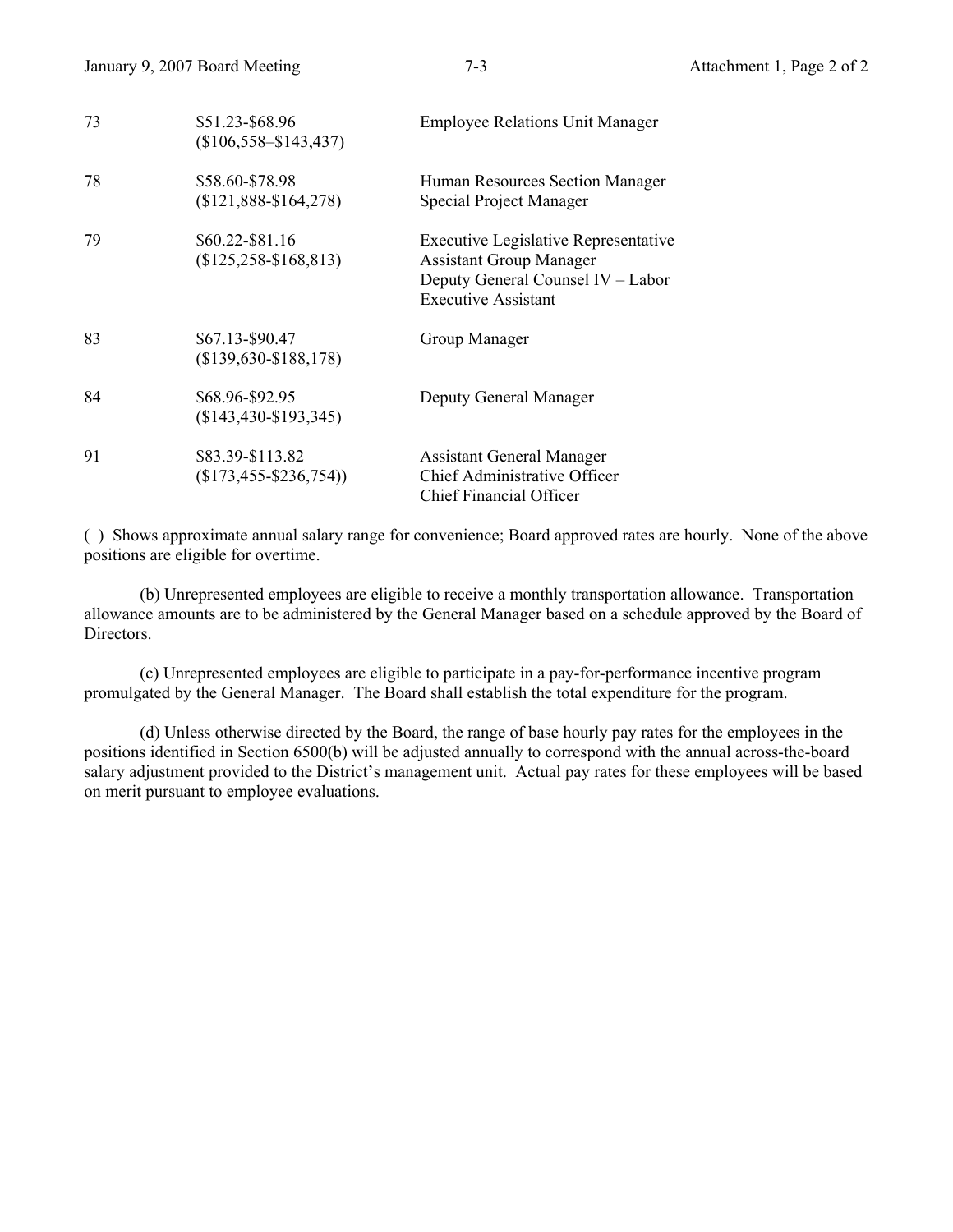| | | |
|---|---|---|
| 73 | \$51.23-\$68.96 (\$106,558–\$143,437) | Employee Relations Unit Manager |
| 78 | \$58.60-\$78.98 (\$121,888-\$164,278) | Human Resources Section Manager<br>Special Project Manager |
| 79 | \$60.22-\$81.16 (\$125,258-\$168,813) | Executive Legislative Representative<br>Assistant Group Manager<br>Deputy General Counsel IV – Labor<br>Executive Assistant |
| 83 | \$67.13-\$90.47 (\$139,630-\$188,178) | Group Manager |
| 84 | \$68.96-\$92.95 (\$143,430-\$193,345) | Deputy General Manager |
| 91 | \$83.39-\$113.82 (\$173,455-\$236,754)) | Assistant General Manager<br>Chief Administrative Officer<br>Chief Financial Officer |

( ) Shows approximate annual salary range for convenience; Board approved rates are hourly. None of the above positions are eligible for overtime.

(b) Unrepresented employees are eligible to receive a monthly transportation allowance. Transportation allowance amounts are to be administered by the General Manager based on a schedule approved by the Board of Directors.

(c) Unrepresented employees are eligible to participate in a pay-for-performance incentive program promulgated by the General Manager. The Board shall establish the total expenditure for the program.

(d) Unless otherwise directed by the Board, the range of base hourly pay rates for the employees in the positions identified in Section 6500(b) will be adjusted annually to correspond with the annual across-the-board salary adjustment provided to the District's management unit. Actual pay rates for these employees will be based on merit pursuant to employee evaluations.